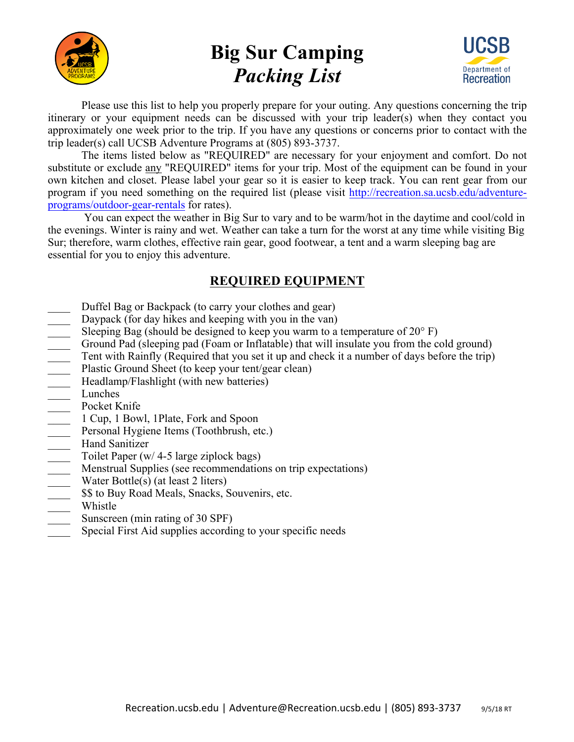# Big Sur Camping

## *Packing List*

Please use this list to help you properly prepare for your outing. Any questions concerning the trip itinerary or your equipment needs can be discussed with your trip leader(s) when they contact you approximately one week prior to the trip. If you have any questions or concerns prior to contact with the trip leader(s) call UCSB Adventure Programs at (805) 893-3737.

The items listed below as "REQUIRED" are necessary for your enjoyment and comfort. Do not substitute or exclude <u>any</u> "REQUIRED" items for your trip. Most of the equipment can be found in your own kitchen and closet. Please label your gear so it is easier to keep track. You can rent gear from our program if you need something on the required list (please visit [http://recreation.sa.ucsb.edu/adventure-programs/outdoor-gear-rentals](http://recreation.sa.ucsb.edu/adventure-programs/outdoor-gear-rentals) for rates).

You can expect the weather in Big Sur to vary and to be warm/hot in the daytime and cool/cold in the evenings. Winter is rainy and wet. Weather can take a turn for the worst at any time while visiting Big Sur; therefore, warm clothes, effective rain gear, good footwear, a tent and a warm sleeping bag are essential for you to enjoy this adventure.

## <u>REQUIRED EQUIPMENT</u>

- ____ Duffel Bag or Backpack (to carry your clothes and gear)
- ____ Daypack (for day hikes and keeping with you in the van)
- ____ Sleeping Bag (should be designed to keep you warm to a temperature of 20° F)
- ____ Ground Pad (sleeping pad (Foam or Inflatable) that will insulate you from the cold ground)
- ____ Tent with Rainfly (Required that you set it up and check it a number of days before the trip)
- ____ Plastic Ground Sheet (to keep your tent/gear clean)
- ____ Headlamp/Flashlight (with new batteries)
- ____ Lunches
- ____ Pocket Knife
- ____ 1 Cup, 1 Bowl, 1Plate, Fork and Spoon
- ____ Personal Hygiene Items (Toothbrush, etc.)
- ____ Hand Sanitizer
- ____ Toilet Paper (w/ 4-5 large ziplock bags)
- ____ Menstrual Supplies (see recommendations on trip expectations)
- ____ Water Bottle(s) (at least 2 liters)
- ____ $$ to Buy Road Meals, Snacks, Souvenirs, etc.
- ____ Whistle
- ____ Sunscreen (min rating of 30 SPF)
- ____ Special First Aid supplies according to your specific needs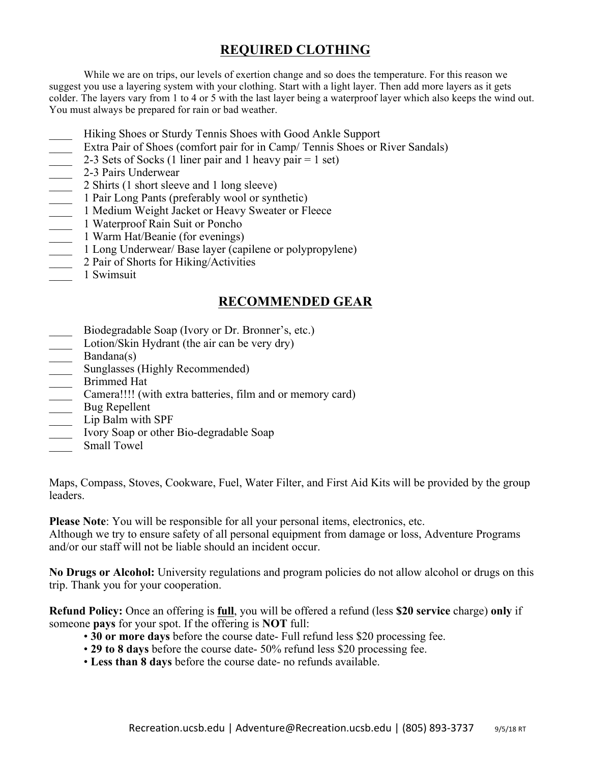## REQUIRED CLOTHING

While we are on trips, our levels of exertion change and so does the temperature. For this reason we suggest you use a layering system with your clothing. Start with a light layer. Then add more layers as it gets colder. The layers vary from 1 to 4 or 5 with the last layer being a waterproof layer which also keeps the wind out. You must always be prepared for rain or bad weather.

- ____ Hiking Shoes or Sturdy Tennis Shoes with Good Ankle Support
- ____ Extra Pair of Shoes (comfort pair for in Camp/ Tennis Shoes or River Sandals)
- ____ 2-3 Sets of Socks (1 liner pair and 1 heavy pair = 1 set)
- ____ 2-3 Pairs Underwear
- ____ 2 Shirts (1 short sleeve and 1 long sleeve)
- ____ 1 Pair Long Pants (preferably wool or synthetic)
- ____ 1 Medium Weight Jacket or Heavy Sweater or Fleece
- ____ 1 Waterproof Rain Suit or Poncho
- ____ 1 Warm Hat/Beanie (for evenings)
- ____ 1 Long Underwear/ Base layer (capilene or polypropylene)
- ____ 2 Pair of Shorts for Hiking/Activities
- ____ 1 Swimsuit

## RECOMMENDED GEAR

- ____ Biodegradable Soap (Ivory or Dr. Bronner's, etc.)
- ____ Lotion/Skin Hydrant (the air can be very dry)
- ____ Bandana(s)
- ____ Sunglasses (Highly Recommended)
- ____ Brimmed Hat
- ____ Camera!!!! (with extra batteries, film and or memory card)
- ____ Bug Repellent
- ____ Lip Balm with SPF
- ____ Ivory Soap or other Bio-degradable Soap
- ____ Small Towel

Maps, Compass, Stoves, Cookware, Fuel, Water Filter, and First Aid Kits will be provided by the group leaders.

**Please Note**: You will be responsible for all your personal items, electronics, etc.
Although we try to ensure safety of all personal equipment from damage or loss, Adventure Programs and/or our staff will not be liable should an incident occur.

**No Drugs or Alcohol:** University regulations and program policies do not allow alcohol or drugs on this trip. Thank you for your cooperation.

**Refund Policy:** Once an offering is **full**, you will be offered a refund (less **$20 service** charge) **only** if someone **pays** for your spot. If the offering is **NOT** full:

- **30 or more days** before the course date- Full refund less $20 processing fee.
- **29 to 8 days** before the course date- 50% refund less $20 processing fee.
- **Less than 8 days** before the course date- no refunds available.

Recreation.ucsb.edu | Adventure@Recreation.ucsb.edu | (805) 893-3737 9/5/18 RT